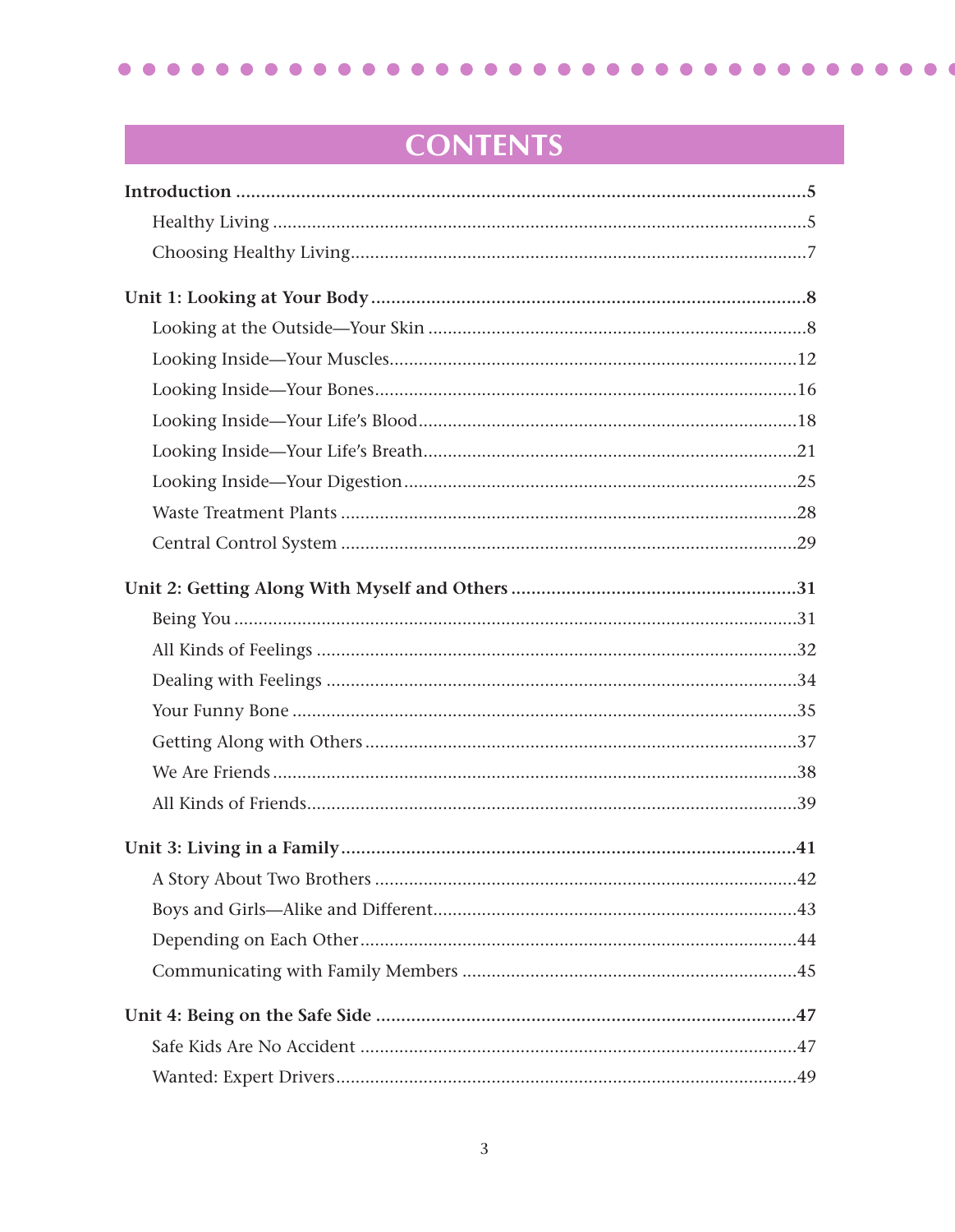# CONTENTS

**Introduction** ....................................................................................................**5**

- Healthy Living ............................................................................................5
- Choosing Healthy Living..............................................................................7

**Unit 1: Looking at Your Body**.......................................................................**8**

- Looking at the Outside—Your Skin .............................................................8
- Looking Inside—Your Muscles...................................................................12
- Looking Inside—Your Bones......................................................................16
- Looking Inside—Your Life's Blood.............................................................18
- Looking Inside—Your Life's Breath............................................................21
- Looking Inside—Your Digestion................................................................25
- Waste Treatment Plants .............................................................................28
- Central Control System .............................................................................29

**Unit 2: Getting Along With Myself and Others** .........................................**31**

- Being You ...................................................................................................31
- All Kinds of Feelings ..................................................................................32
- Dealing with Feelings ................................................................................34
- Your Funny Bone .......................................................................................35
- Getting Along with Others ........................................................................37
- We Are Friends ...........................................................................................38
- All Kinds of Friends....................................................................................39

**Unit 3: Living in a Family**...........................................................................**41**

- A Story About Two Brothers ......................................................................42
- Boys and Girls—Alike and Different..........................................................43
- Depending on Each Other.........................................................................44
- Communicating with Family Members ....................................................45

**Unit 4: Being on the Safe Side** ....................................................................**47**

- Safe Kids Are No Accident ........................................................................47
- Wanted: Expert Drivers..............................................................................49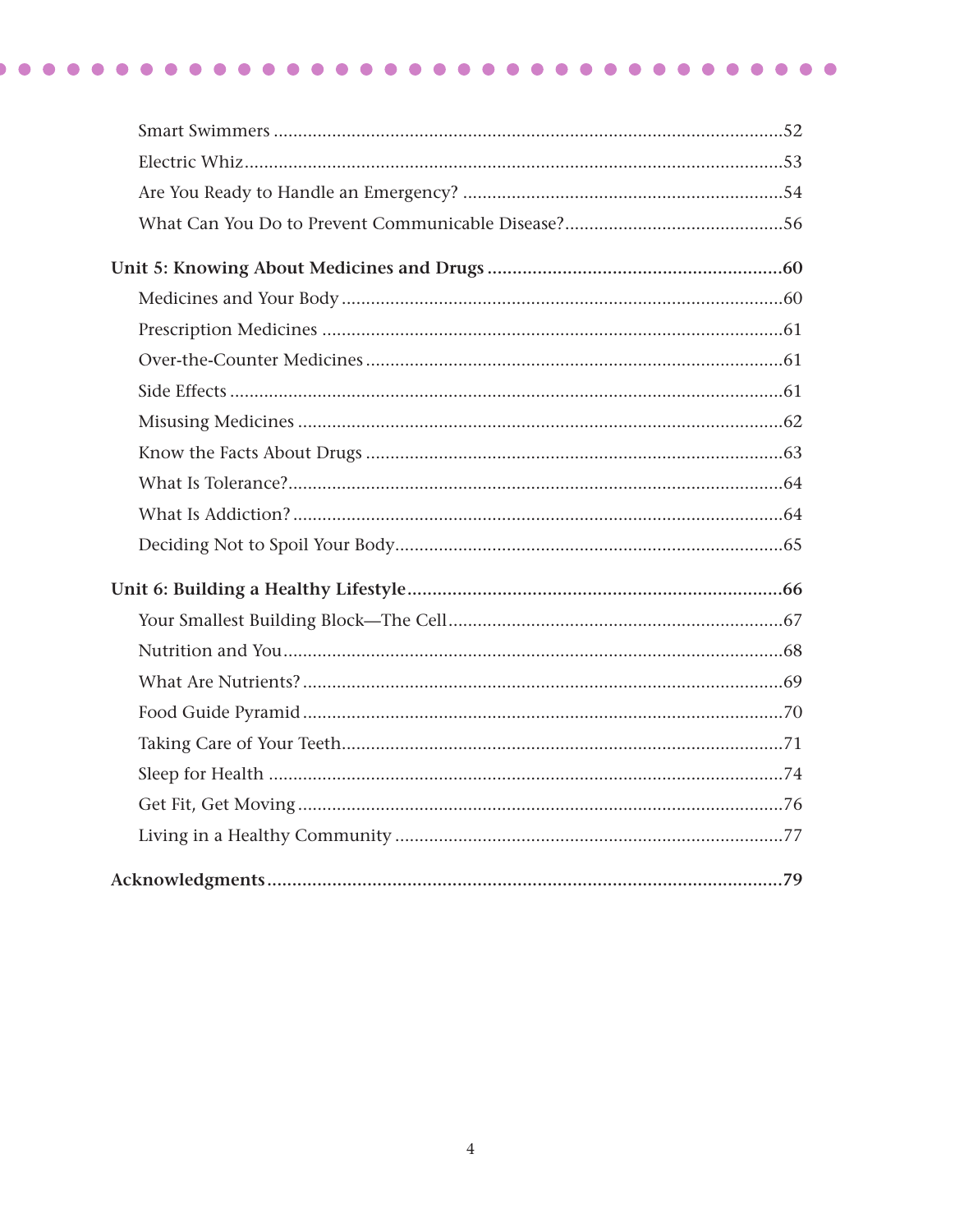Smart Swimmers ........................................................................................................52

Electric Whiz.............................................................................................................53

Are You Ready to Handle an Emergency? .................................................................54

What Can You Do to Prevent Communicable Disease?............................................56

**Unit 5: Knowing About Medicines and Drugs** ..........................................................**60**

Medicines and Your Body .........................................................................................60

Prescription Medicines ..............................................................................................61

Over-the-Counter Medicines .....................................................................................61

Side Effects ................................................................................................................61

Misusing Medicines ...................................................................................................62

Know the Facts About Drugs .....................................................................................63

What Is Tolerance?....................................................................................................64

What Is Addiction? ....................................................................................................64

Deciding Not to Spoil Your Body...............................................................................65

**Unit 6: Building a Healthy Lifestyle**..........................................................................**66**

Your Smallest Building Block—The Cell....................................................................67

Nutrition and You......................................................................................................68

What Are Nutrients? ..................................................................................................69

Food Guide Pyramid .................................................................................................70

Taking Care of Your Teeth..........................................................................................71

Sleep for Health ........................................................................................................74

Get Fit, Get Moving ...................................................................................................76

Living in a Healthy Community ................................................................................77

**Acknowledgments**......................................................................................................**79**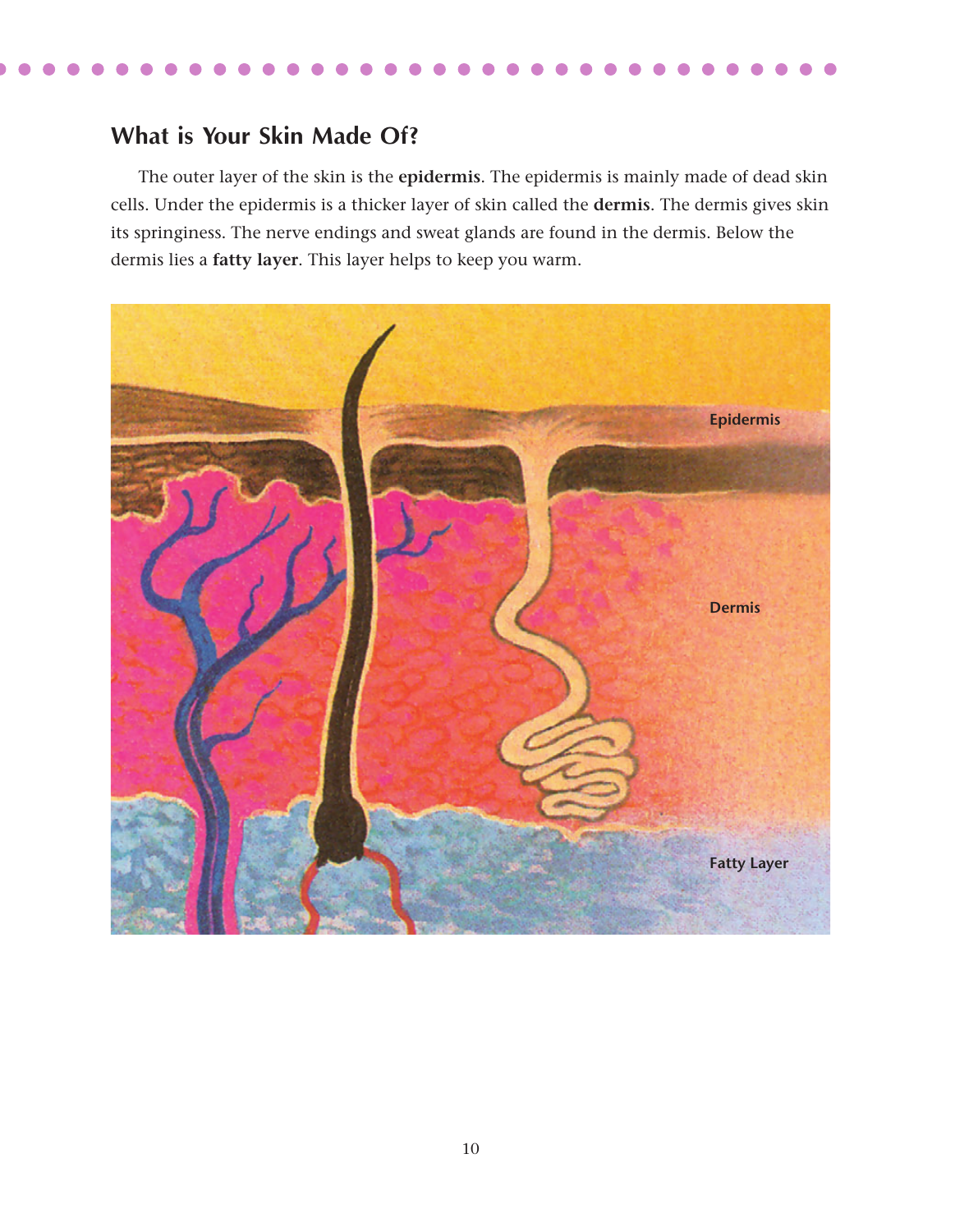## What is Your Skin Made Of?

The outer layer of the skin is the **epidermis**. The epidermis is mainly made of dead skin cells. Under the epidermis is a thicker layer of skin called the **dermis**. The dermis gives skin its springiness. The nerve endings and sweat glands are found in the dermis. Below the dermis lies a **fatty layer**. This layer helps to keep you warm.

Epidermis

Dermis

Fatty Layer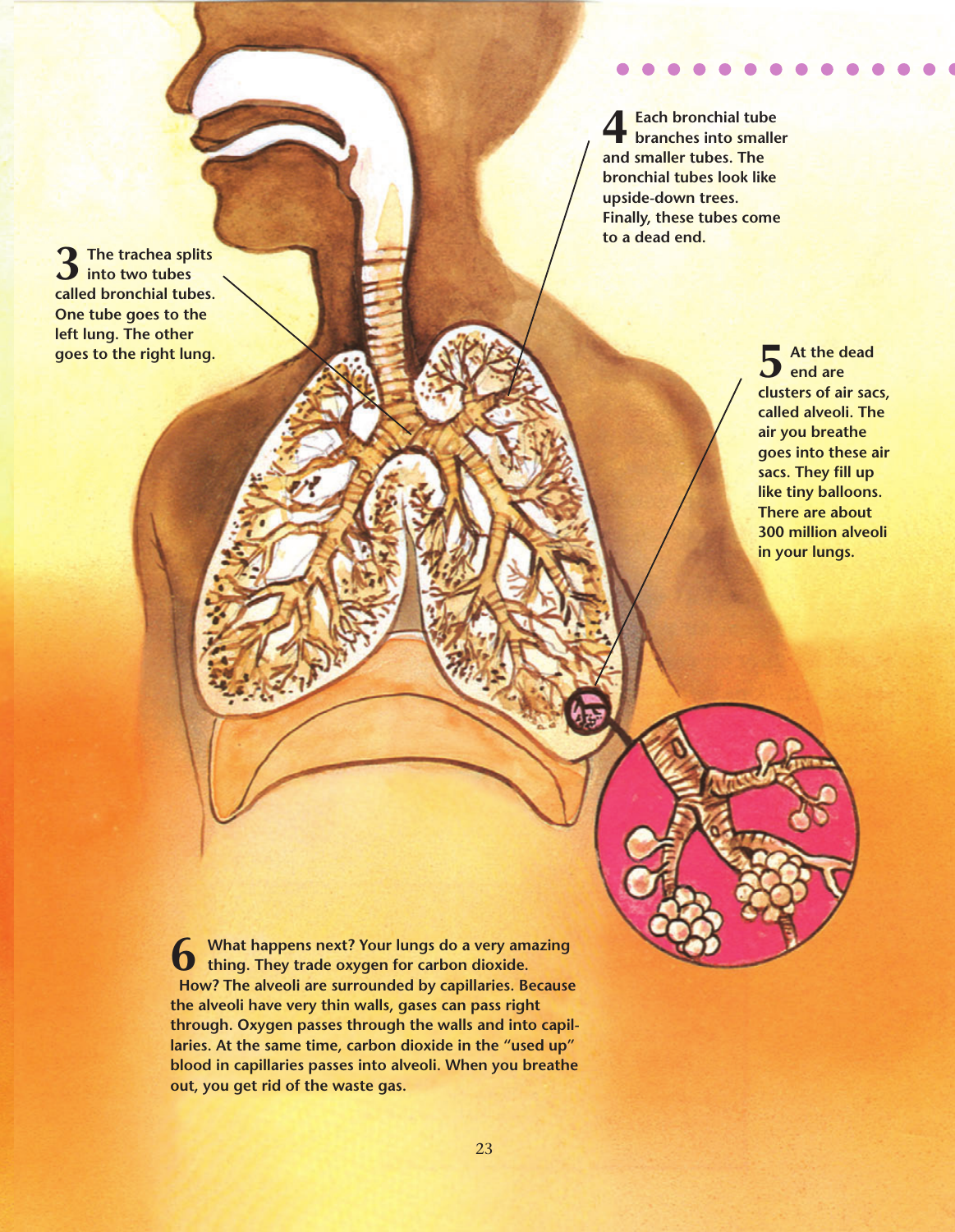**3** The trachea splits into two tubes called bronchial tubes. One tube goes to the left lung. The other goes to the right lung.

**4** Each bronchial tube branches into smaller and smaller tubes. The bronchial tubes look like upside-down trees. Finally, these tubes come to a dead end.

**5** At the dead end are clusters of air sacs, called alveoli. The air you breathe goes into these air sacs. They fill up like tiny balloons. There are about 300 million alveoli in your lungs.

**6** What happens next? Your lungs do a very amazing thing. They trade oxygen for carbon dioxide.

How? The alveoli are surrounded by capillaries. Because the alveoli have very thin walls, gases can pass right through. Oxygen passes through the walls and into capillaries. At the same time, carbon dioxide in the "used up" blood in capillaries passes into alveoli. When you breathe out, you get rid of the waste gas.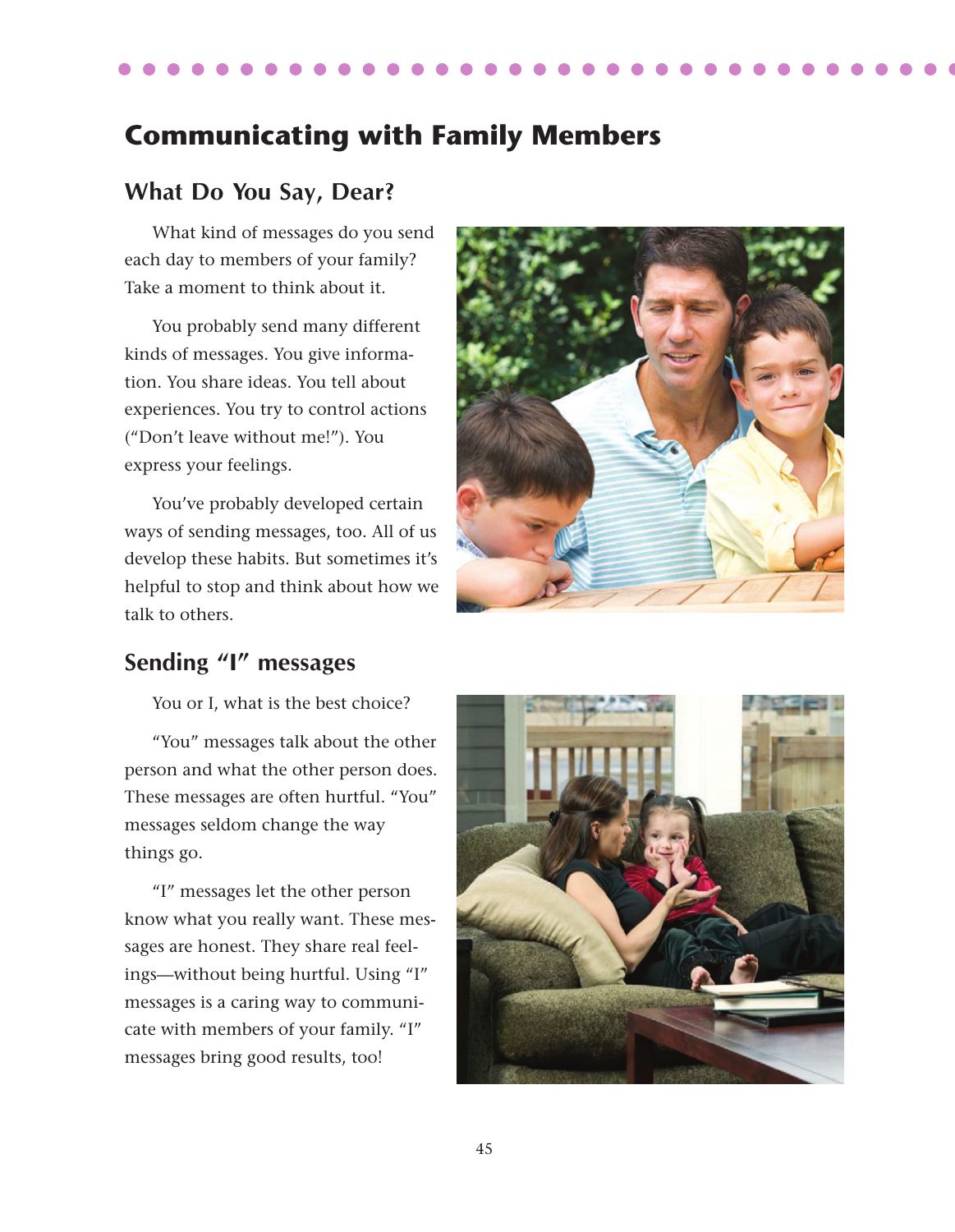## Communicating with Family Members

### What Do You Say, Dear?

What kind of messages do you send each day to members of your family? Take a moment to think about it.

You probably send many different kinds of messages. You give information. You share ideas. You tell about experiences. You try to control actions ("Don't leave without me!"). You express your feelings.

You've probably developed certain ways of sending messages, too. All of us develop these habits. But sometimes it's helpful to stop and think about how we talk to others.

### Sending "I" messages

You or I, what is the best choice?

"You" messages talk about the other person and what the other person does. These messages are often hurtful. "You" messages seldom change the way things go.

"I" messages let the other person know what you really want. These messages are honest. They share real feelings—without being hurtful. Using "I" messages is a caring way to communicate with members of your family. "I" messages bring good results, too!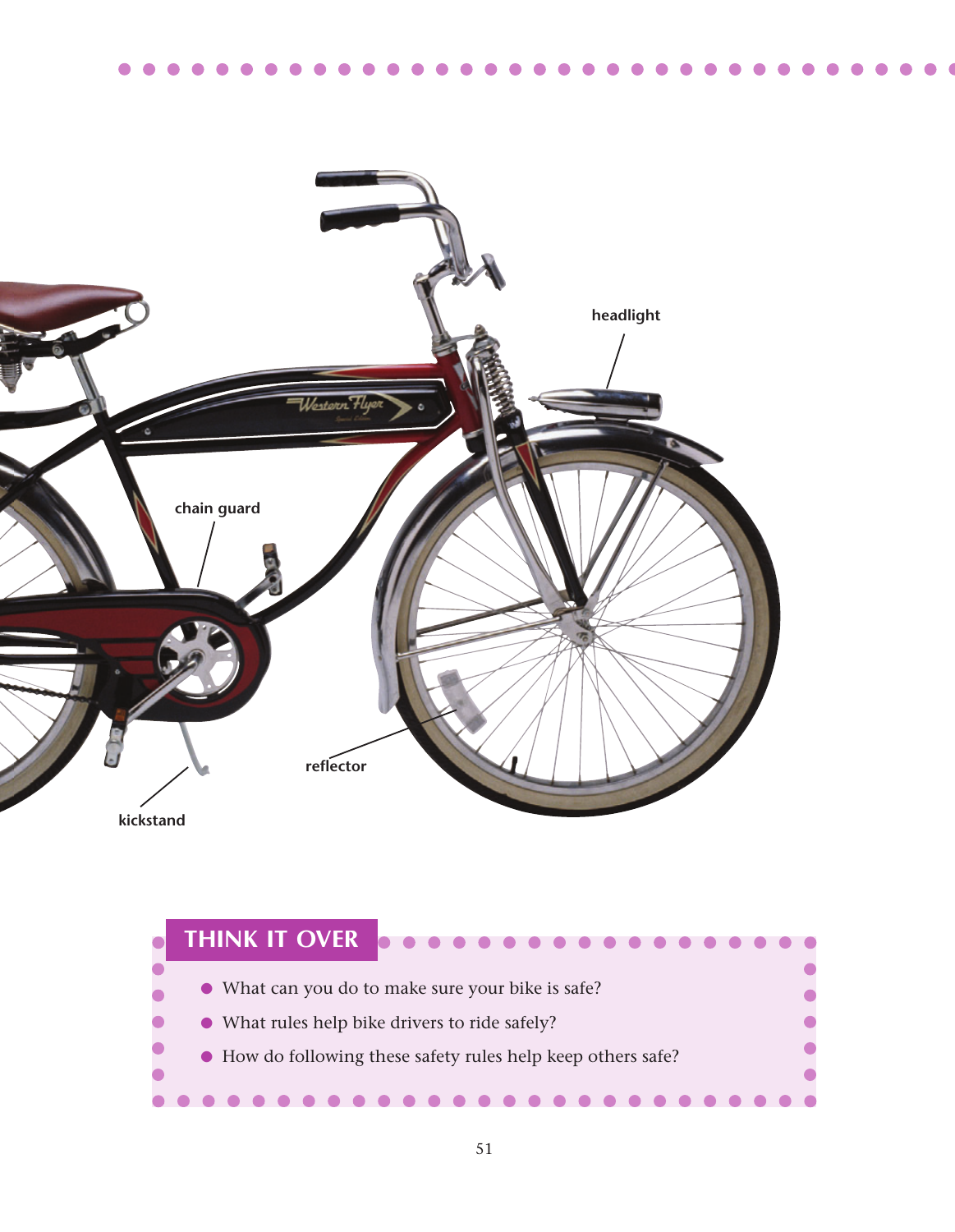headlight

chain guard

reflector

kickstand

## THINK IT OVER

- What can you do to make sure your bike is safe?
- What rules help bike drivers to ride safely?
- How do following these safety rules help keep others safe?